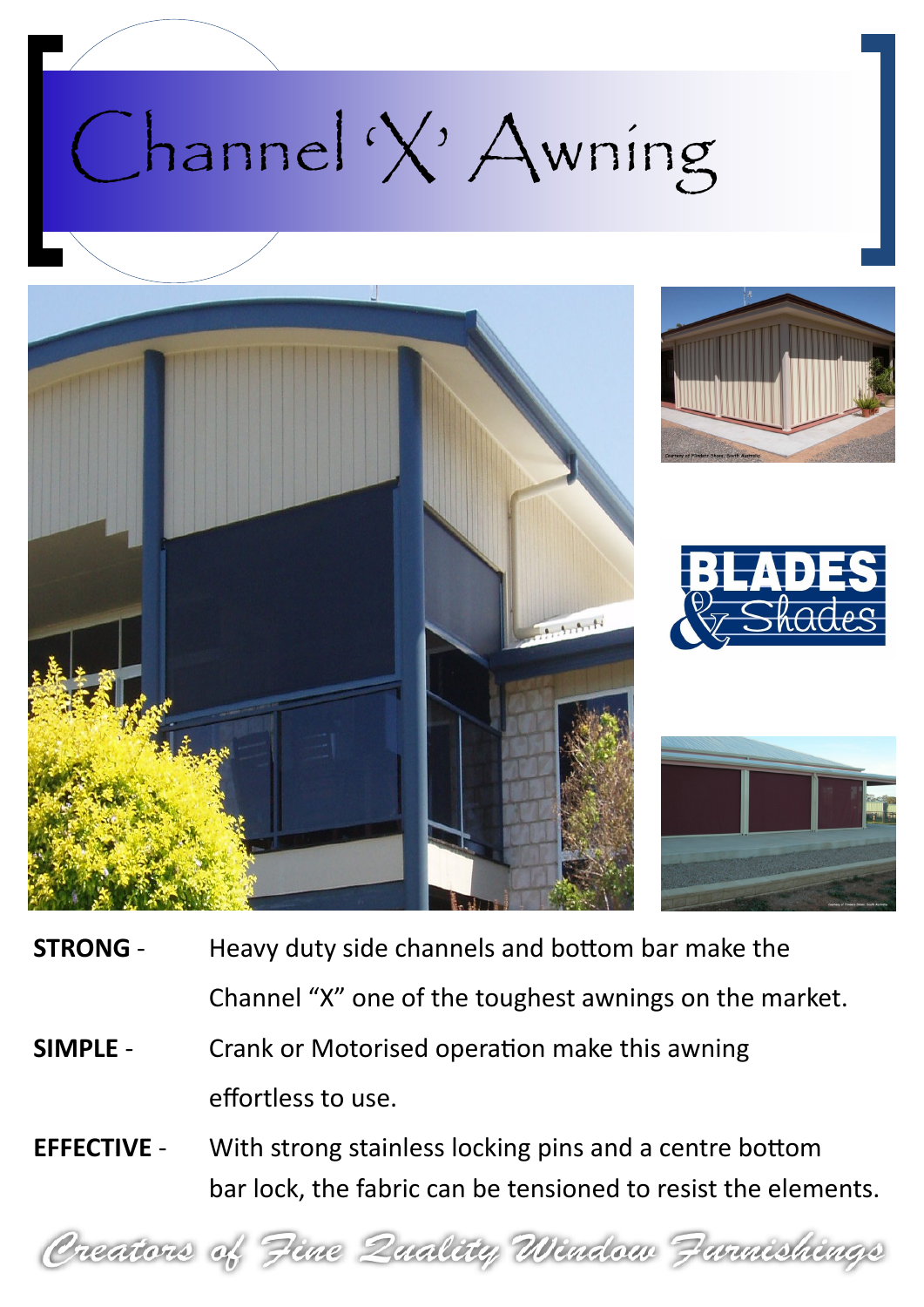# Channel 'X' Awning

BLADES & Shades

**STRONG** - Heavy duty side channels and bottom bar make the Channel "X" one of the toughest awnings on the market.

**SIMPLE** - Crank or Motorised operation make this awning effortless to use.

**EFFECTIVE** - With strong stainless locking pins and a centre bottom bar lock, the fabric can be tensioned to resist the elements.

*Creators of Fine Quality Window Furnishings*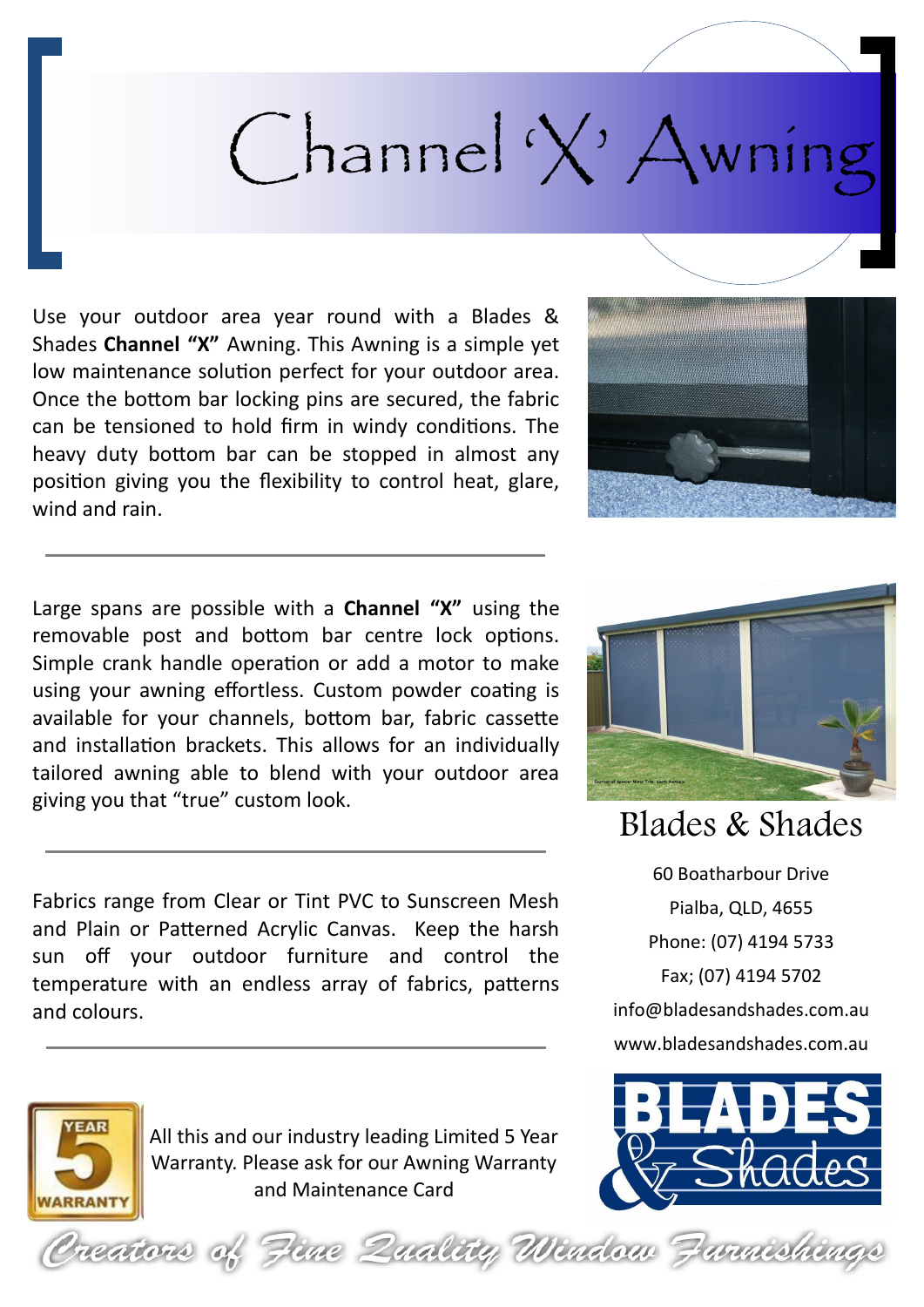# Channel 'X' Awning

Use your outdoor area year round with a Blades & Shades **Channel "X"** Awning. This Awning is a simple yet low maintenance solution perfect for your outdoor area. Once the bottom bar locking pins are secured, the fabric can be tensioned to hold firm in windy conditions. The heavy duty bottom bar can be stopped in almost any position giving you the flexibility to control heat, glare, wind and rain.

---

Large spans are possible with a **Channel "X"** using the removable post and bottom bar centre lock options. Simple crank handle operation or add a motor to make using your awning effortless. Custom powder coating is available for your channels, bottom bar, fabric cassette and installation brackets. This allows for an individually tailored awning able to blend with your outdoor area giving you that "true" custom look.

---

Fabrics range from Clear or Tint PVC to Sunscreen Mesh and Plain or Patterned Acrylic Canvas. Keep the harsh sun off your outdoor furniture and control the temperature with an endless array of fabrics, patterns and colours.

---

All this and our industry leading Limited 5 Year Warranty. Please ask for our Awning Warranty and Maintenance Card

## Blades & Shades

60 Boatharbour Drive
Pialba, QLD, 4655
Phone: (07) 4194 5733
Fax; (07) 4194 5702
info@bladesandshades.com.au
www.bladesandshades.com.au

*Creators of Fine Quality Window Furnishings*